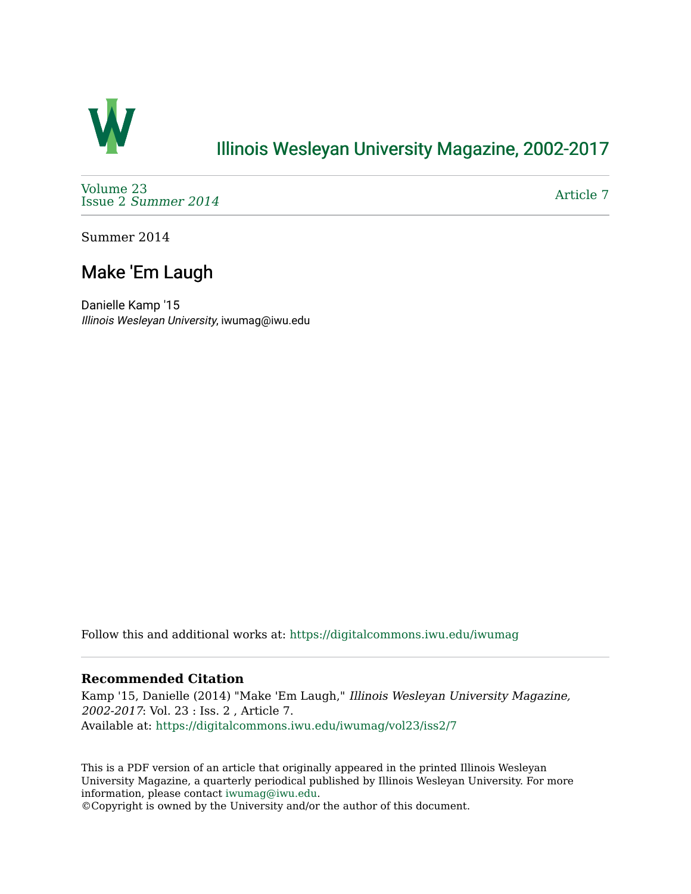# Illinois Wesleyan University Magazine, 2002-2017

Volume 23
Issue 2 *Summer 2014*

Article 7

Summer 2014

## Make 'Em Laugh

Danielle Kamp '15
*Illinois Wesleyan University*, iwumag@iwu.edu

Follow this and additional works at: https://digitalcommons.iwu.edu/iwumag

### Recommended Citation

Kamp '15, Danielle (2014) "Make 'Em Laugh," *Illinois Wesleyan University Magazine, 2002-2017*: Vol. 23 : Iss. 2 , Article 7.
Available at: https://digitalcommons.iwu.edu/iwumag/vol23/iss2/7

This is a PDF version of an article that originally appeared in the printed Illinois Wesleyan University Magazine, a quarterly periodical published by Illinois Wesleyan University. For more information, please contact iwumag@iwu.edu.
©Copyright is owned by the University and/or the author of this document.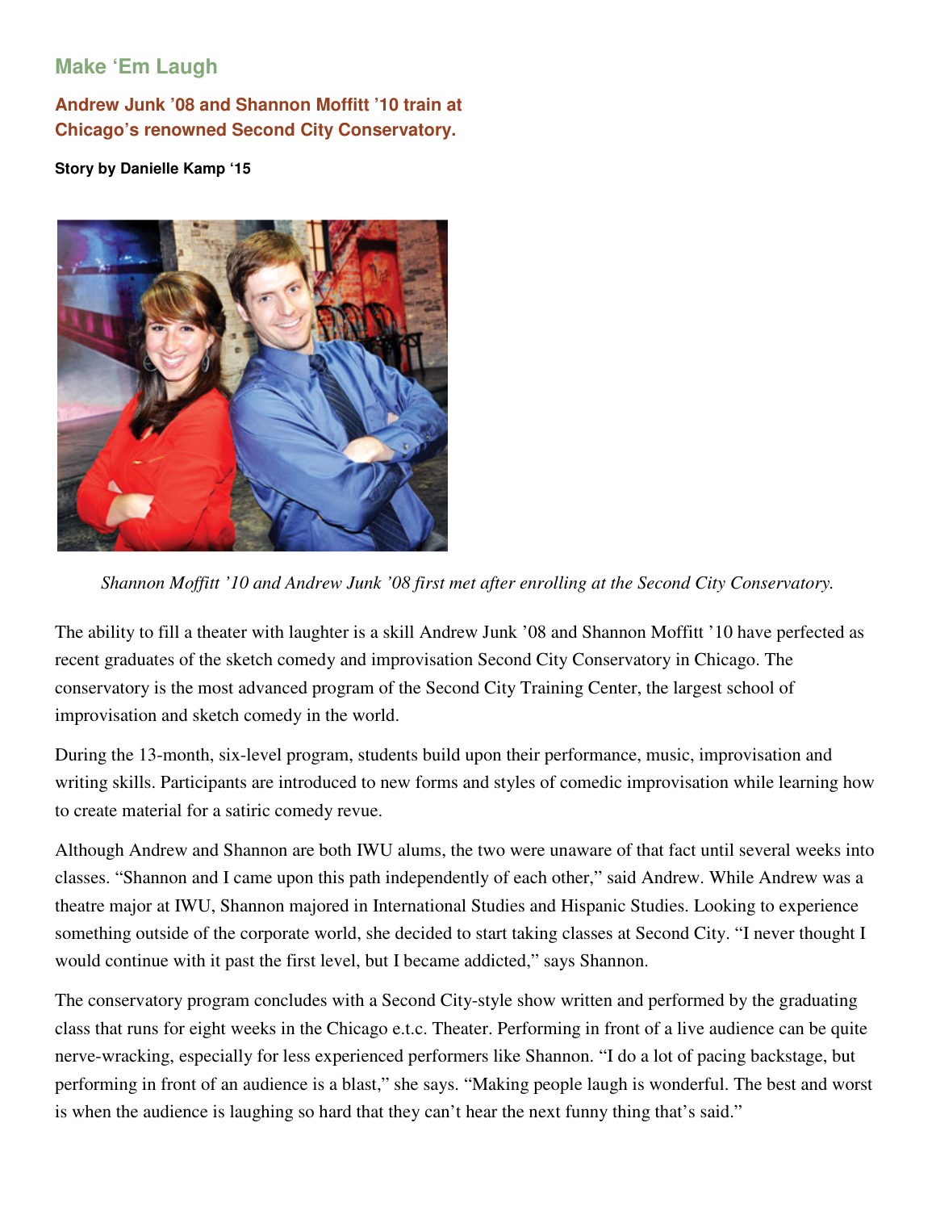## Make 'Em Laugh

### Andrew Junk '08 and Shannon Moffitt '10 train at Chicago's renowned Second City Conservatory.

**Story by Danielle Kamp '15**

*Shannon Moffitt '10 and Andrew Junk '08 first met after enrolling at the Second City Conservatory.*

The ability to fill a theater with laughter is a skill Andrew Junk '08 and Shannon Moffitt '10 have perfected as recent graduates of the sketch comedy and improvisation Second City Conservatory in Chicago. The conservatory is the most advanced program of the Second City Training Center, the largest school of improvisation and sketch comedy in the world.

During the 13-month, six-level program, students build upon their performance, music, improvisation and writing skills. Participants are introduced to new forms and styles of comedic improvisation while learning how to create material for a satiric comedy revue.

Although Andrew and Shannon are both IWU alums, the two were unaware of that fact until several weeks into classes. "Shannon and I came upon this path independently of each other," said Andrew. While Andrew was a theatre major at IWU, Shannon majored in International Studies and Hispanic Studies. Looking to experience something outside of the corporate world, she decided to start taking classes at Second City. "I never thought I would continue with it past the first level, but I became addicted," says Shannon.

The conservatory program concludes with a Second City-style show written and performed by the graduating class that runs for eight weeks in the Chicago e.t.c. Theater. Performing in front of a live audience can be quite nerve-wracking, especially for less experienced performers like Shannon. "I do a lot of pacing backstage, but performing in front of an audience is a blast," she says. "Making people laugh is wonderful. The best and worst is when the audience is laughing so hard that they can't hear the next funny thing that's said."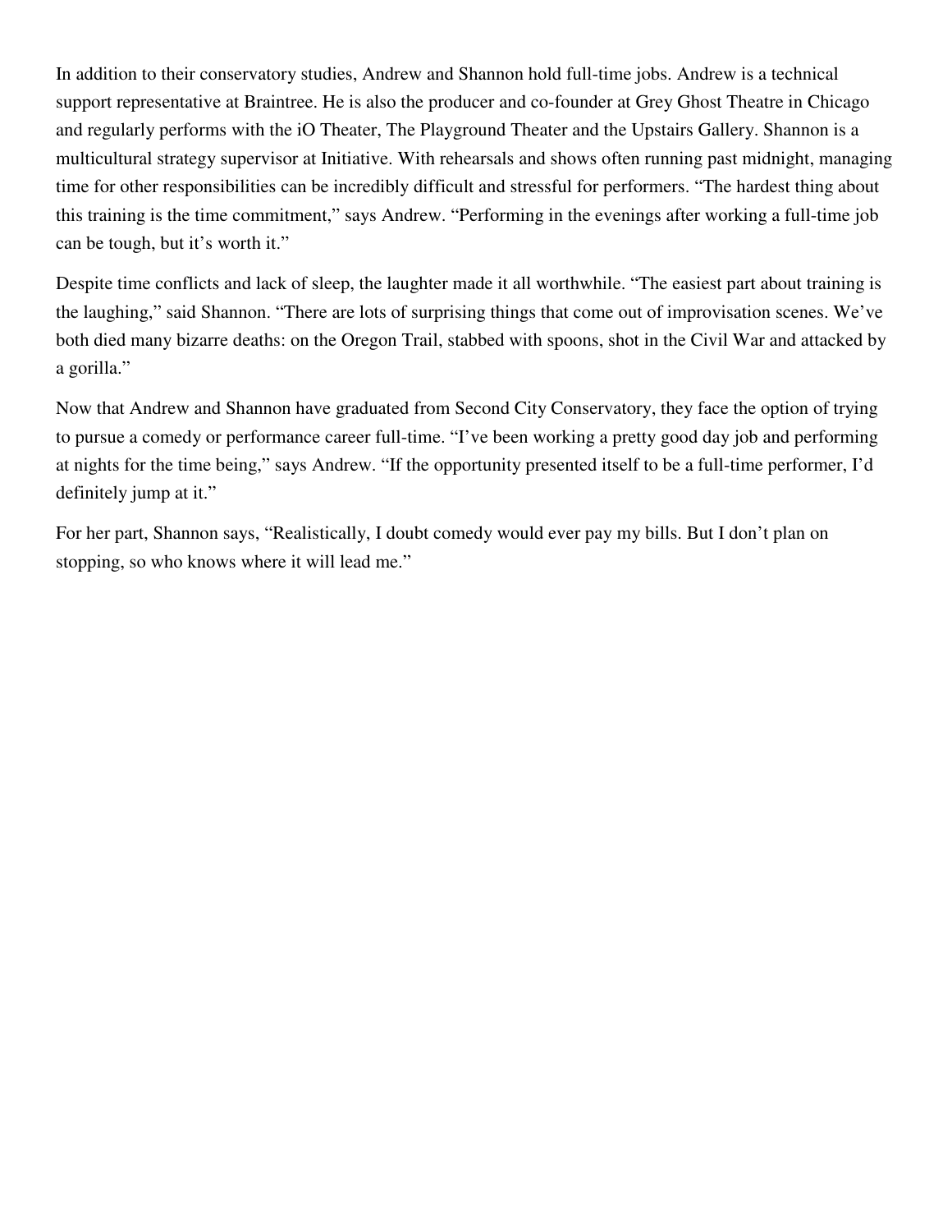In addition to their conservatory studies, Andrew and Shannon hold full-time jobs. Andrew is a technical support representative at Braintree. He is also the producer and co-founder at Grey Ghost Theatre in Chicago and regularly performs with the iO Theater, The Playground Theater and the Upstairs Gallery. Shannon is a multicultural strategy supervisor at Initiative. With rehearsals and shows often running past midnight, managing time for other responsibilities can be incredibly difficult and stressful for performers. "The hardest thing about this training is the time commitment," says Andrew. "Performing in the evenings after working a full-time job can be tough, but it's worth it."

Despite time conflicts and lack of sleep, the laughter made it all worthwhile. "The easiest part about training is the laughing," said Shannon. "There are lots of surprising things that come out of improvisation scenes. We've both died many bizarre deaths: on the Oregon Trail, stabbed with spoons, shot in the Civil War and attacked by a gorilla."

Now that Andrew and Shannon have graduated from Second City Conservatory, they face the option of trying to pursue a comedy or performance career full-time. "I've been working a pretty good day job and performing at nights for the time being," says Andrew. "If the opportunity presented itself to be a full-time performer, I'd definitely jump at it."

For her part, Shannon says, "Realistically, I doubt comedy would ever pay my bills. But I don't plan on stopping, so who knows where it will lead me."